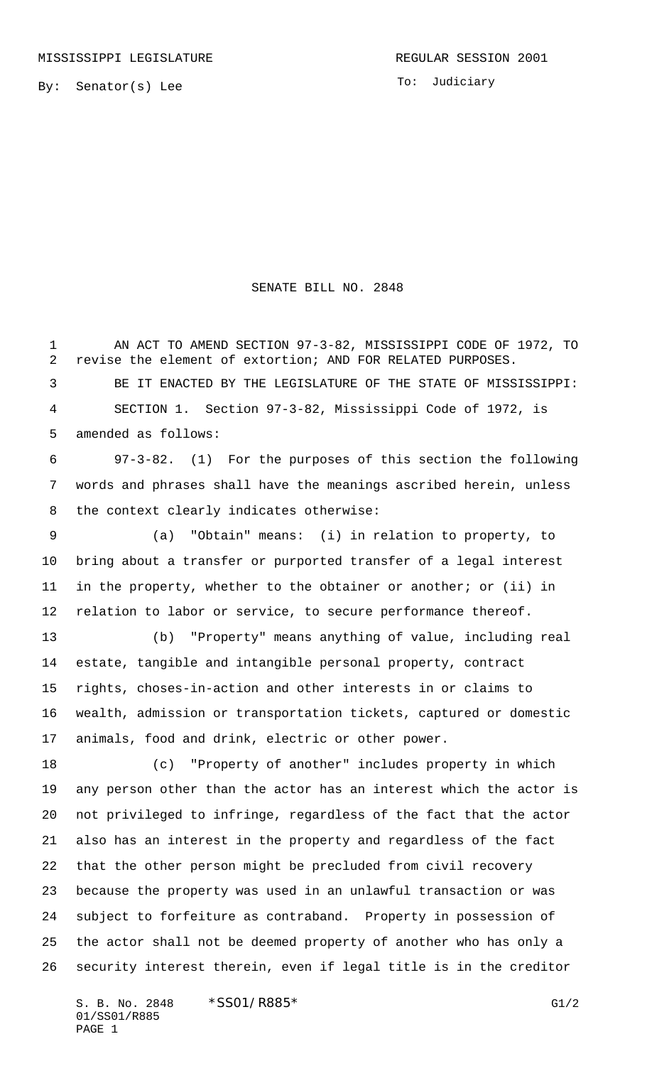MISSISSIPPI LEGISLATURE

REGULAR SESSION 2001

By: Senator(s) Lee

To: Judiciary

# SENATE BILL NO. 2848

AN ACT TO AMEND SECTION 97-3-82, MISSISSIPPI CODE OF 1972, TO revise the element of extortion; AND FOR RELATED PURPOSES.

BE IT ENACTED BY THE LEGISLATURE OF THE STATE OF MISSISSIPPI:

SECTION 1. Section 97-3-82, Mississippi Code of 1972, is amended as follows:

97-3-82. (1) For the purposes of this section the following words and phrases shall have the meanings ascribed herein, unless the context clearly indicates otherwise:

(a) "Obtain" means: (i) in relation to property, to bring about a transfer or purported transfer of a legal interest in the property, whether to the obtainer or another; or (ii) in relation to labor or service, to secure performance thereof.

(b) "Property" means anything of value, including real estate, tangible and intangible personal property, contract rights, choses-in-action and other interests in or claims to wealth, admission or transportation tickets, captured or domestic animals, food and drink, electric or other power.

(c) "Property of another" includes property in which any person other than the actor has an interest which the actor is not privileged to infringe, regardless of the fact that the actor also has an interest in the property and regardless of the fact that the other person might be precluded from civil recovery because the property was used in an unlawful transaction or was subject to forfeiture as contraband. Property in possession of the actor shall not be deemed property of another who has only a security interest therein, even if legal title is in the creditor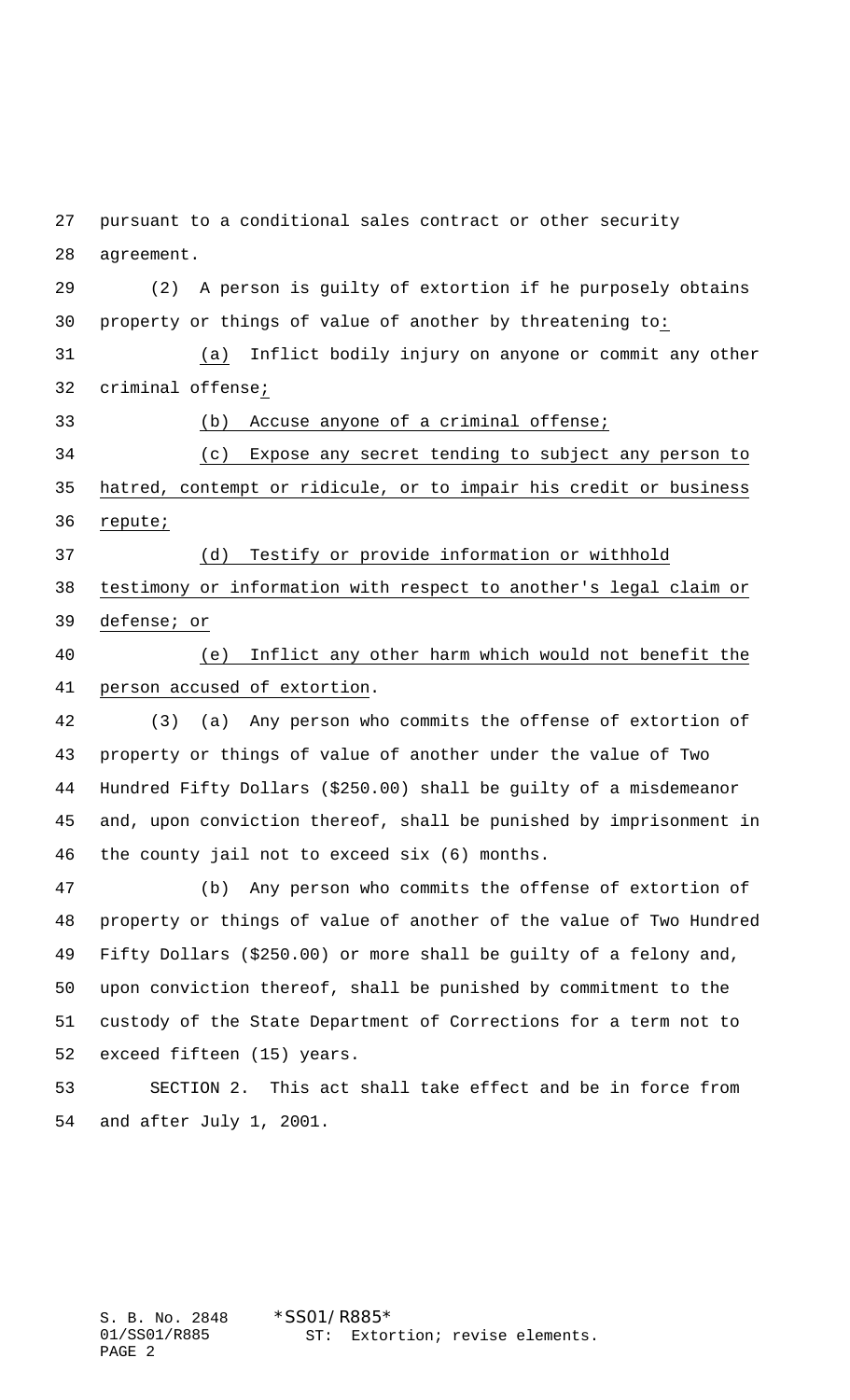pursuant to a conditional sales contract or other security agreement.

(2) A person is guilty of extortion if he purposely obtains property or things of value of another by threatening to:

(a) Inflict bodily injury on anyone or commit any other criminal offense;

(b) Accuse anyone of a criminal offense;

(c) Expose any secret tending to subject any person to hatred, contempt or ridicule, or to impair his credit or business repute;

(d) Testify or provide information or withhold testimony or information with respect to another's legal claim or defense; or

(e) Inflict any other harm which would not benefit the person accused of extortion.

(3) (a) Any person who commits the offense of extortion of property or things of value of another under the value of Two Hundred Fifty Dollars ($250.00) shall be guilty of a misdemeanor and, upon conviction thereof, shall be punished by imprisonment in the county jail not to exceed six (6) months.

(b) Any person who commits the offense of extortion of property or things of value of another of the value of Two Hundred Fifty Dollars ($250.00) or more shall be guilty of a felony and, upon conviction thereof, shall be punished by commitment to the custody of the State Department of Corrections for a term not to exceed fifteen (15) years.

SECTION 2. This act shall take effect and be in force from and after July 1, 2001.